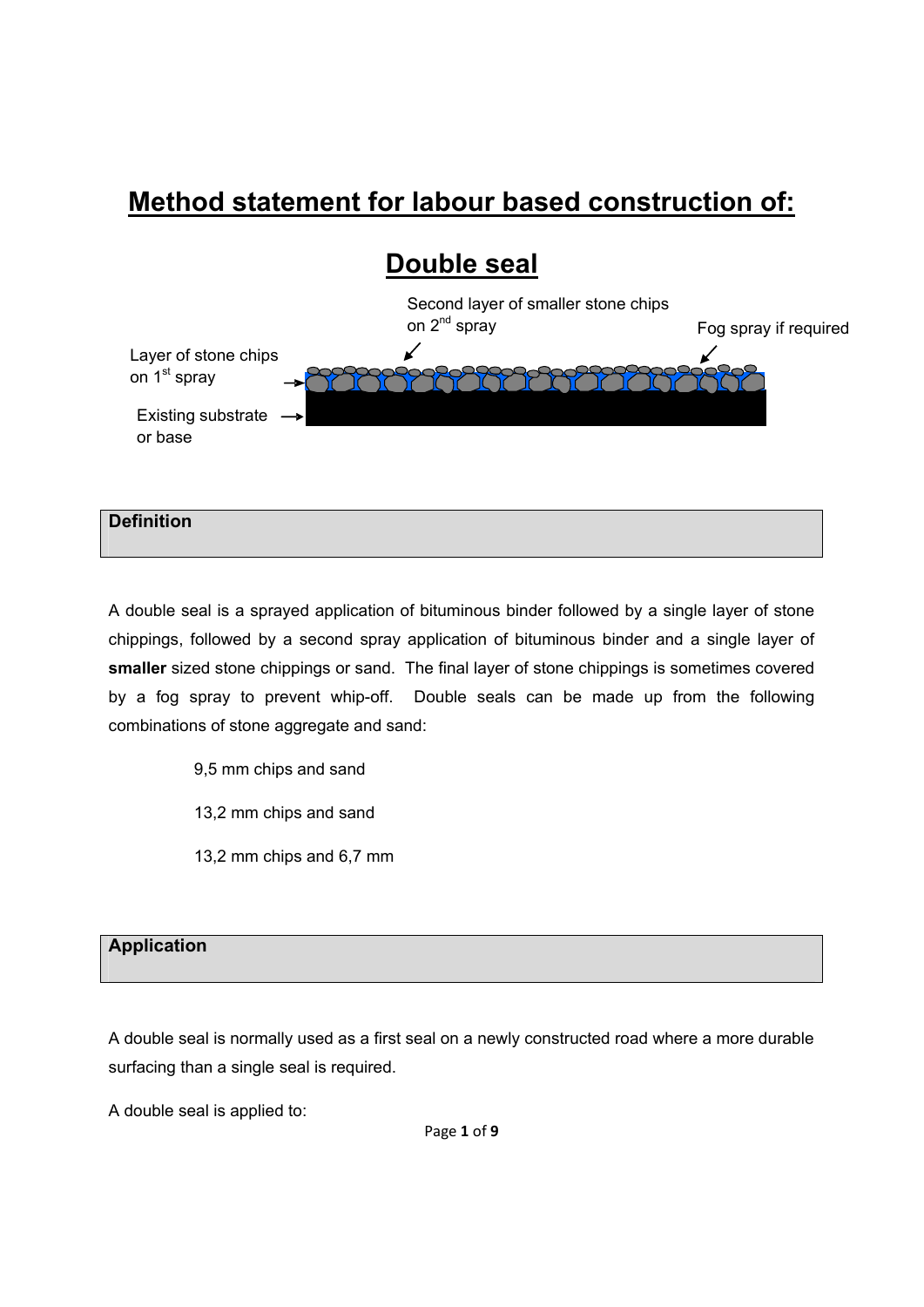# Method statement for labour based construction of:

# Double seal

Second layer of smaller stone chips on 2nd spray

Fog spray if required

Layer of stone chips on 1st spray

Existing substrate or base

## Definition

A double seal is a sprayed application of bituminous binder followed by a single layer of stone chippings, followed by a second spray application of bituminous binder and a single layer of **smaller** sized stone chippings or sand. The final layer of stone chippings is sometimes covered by a fog spray to prevent whip-off. Double seals can be made up from the following combinations of stone aggregate and sand:

9,5 mm chips and sand

13,2 mm chips and sand

13,2 mm chips and 6,7 mm

## Application

A double seal is normally used as a first seal on a newly constructed road where a more durable surfacing than a single seal is required.

A double seal is applied to: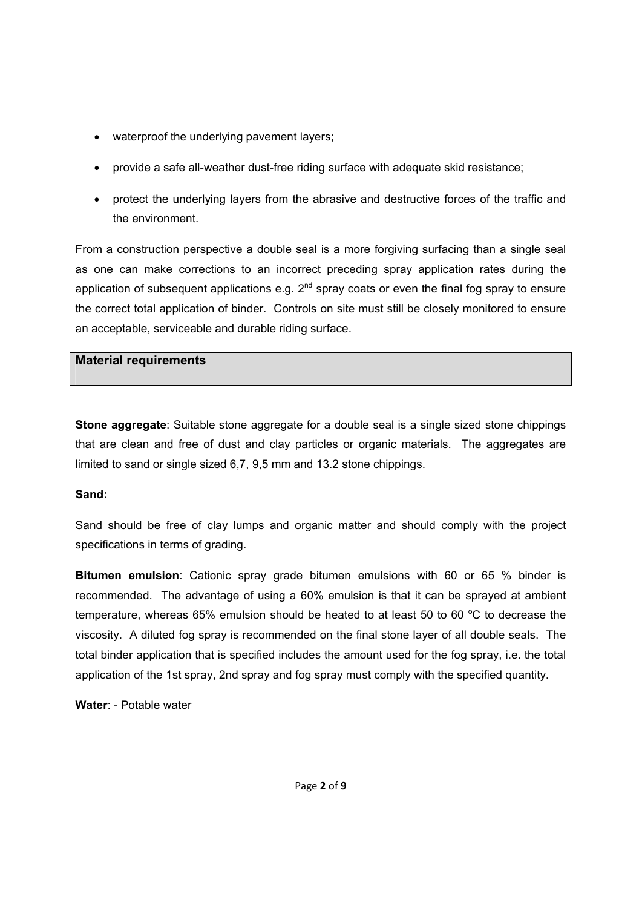- waterproof the underlying pavement layers;
- provide a safe all-weather dust-free riding surface with adequate skid resistance;
- protect the underlying layers from the abrasive and destructive forces of the traffic and the environment.

From a construction perspective a double seal is a more forgiving surfacing than a single seal as one can make corrections to an incorrect preceding spray application rates during the application of subsequent applications e.g. 2nd spray coats or even the final fog spray to ensure the correct total application of binder. Controls on site must still be closely monitored to ensure an acceptable, serviceable and durable riding surface.

## Material requirements

**Stone aggregate**: Suitable stone aggregate for a double seal is a single sized stone chippings that are clean and free of dust and clay particles or organic materials. The aggregates are limited to sand or single sized 6,7, 9,5 mm and 13.2 stone chippings.

**Sand:**

Sand should be free of clay lumps and organic matter and should comply with the project specifications in terms of grading.

**Bitumen emulsion**: Cationic spray grade bitumen emulsions with 60 or 65 % binder is recommended. The advantage of using a 60% emulsion is that it can be sprayed at ambient temperature, whereas 65% emulsion should be heated to at least 50 to 60 $^{o}$C to decrease the viscosity. A diluted fog spray is recommended on the final stone layer of all double seals. The total binder application that is specified includes the amount used for the fog spray, i.e. the total application of the 1st spray, 2nd spray and fog spray must comply with the specified quantity.

**Water**: - Potable water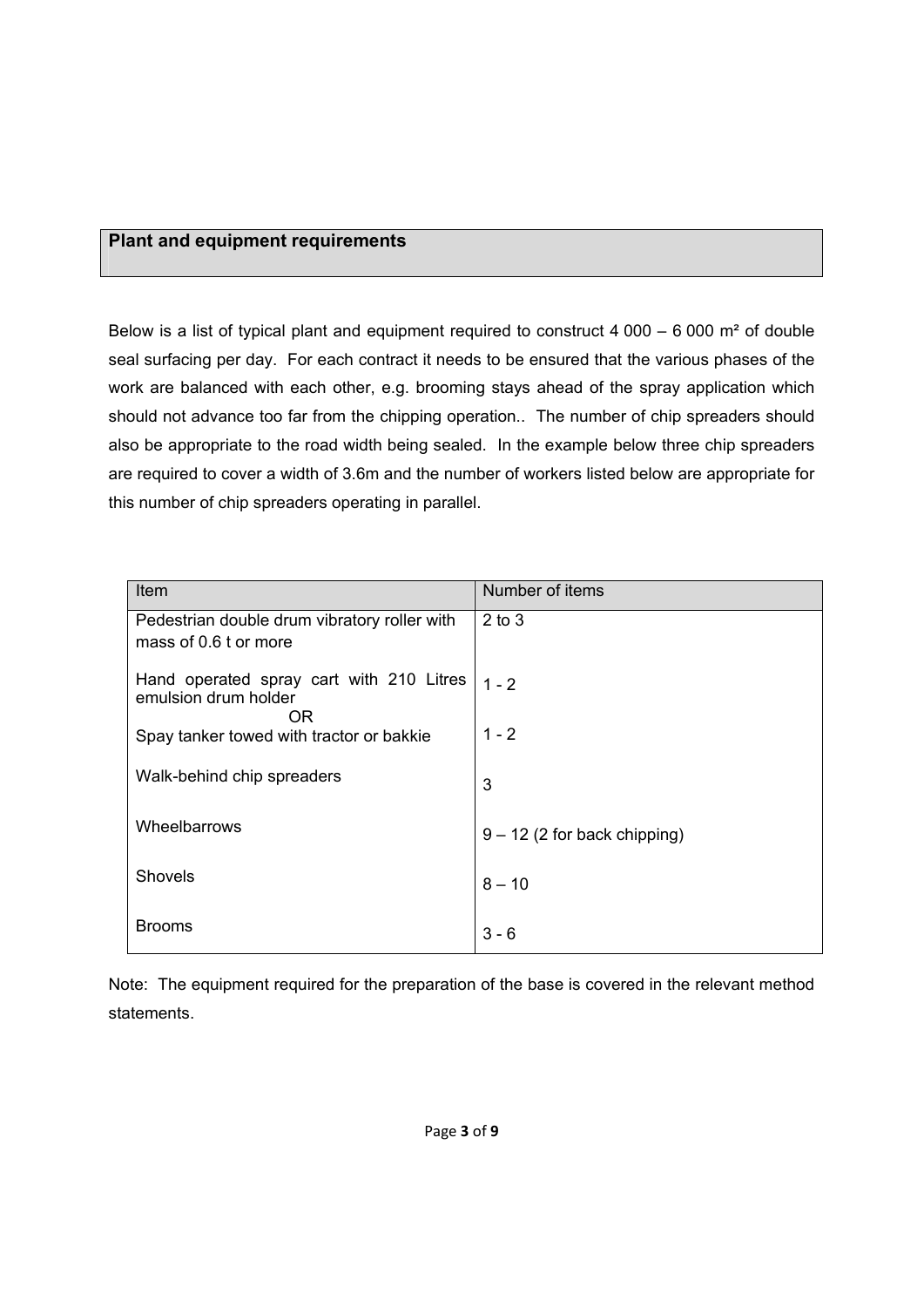## Plant and equipment requirements

Below is a list of typical plant and equipment required to construct 4 000 – 6 000 m² of double seal surfacing per day. For each contract it needs to be ensured that the various phases of the work are balanced with each other, e.g. brooming stays ahead of the spray application which should not advance too far from the chipping operation.. The number of chip spreaders should also be appropriate to the road width being sealed. In the example below three chip spreaders are required to cover a width of 3.6m and the number of workers listed below are appropriate for this number of chip spreaders operating in parallel.

| Item | Number of items |
|---|---|
| Pedestrian double drum vibratory roller with mass of 0.6 t or more | 2 to 3 |
| Hand operated spray cart with 210 Litres emulsion drum holder | 1 - 2 |
| OR | |
| Spay tanker towed with tractor or bakkie | 1 - 2 |
| Walk-behind chip spreaders | 3 |
| Wheelbarrows | 9 – 12 (2 for back chipping) |
| Shovels | 8 – 10 |
| Brooms | 3 - 6 |

Note: The equipment required for the preparation of the base is covered in the relevant method statements.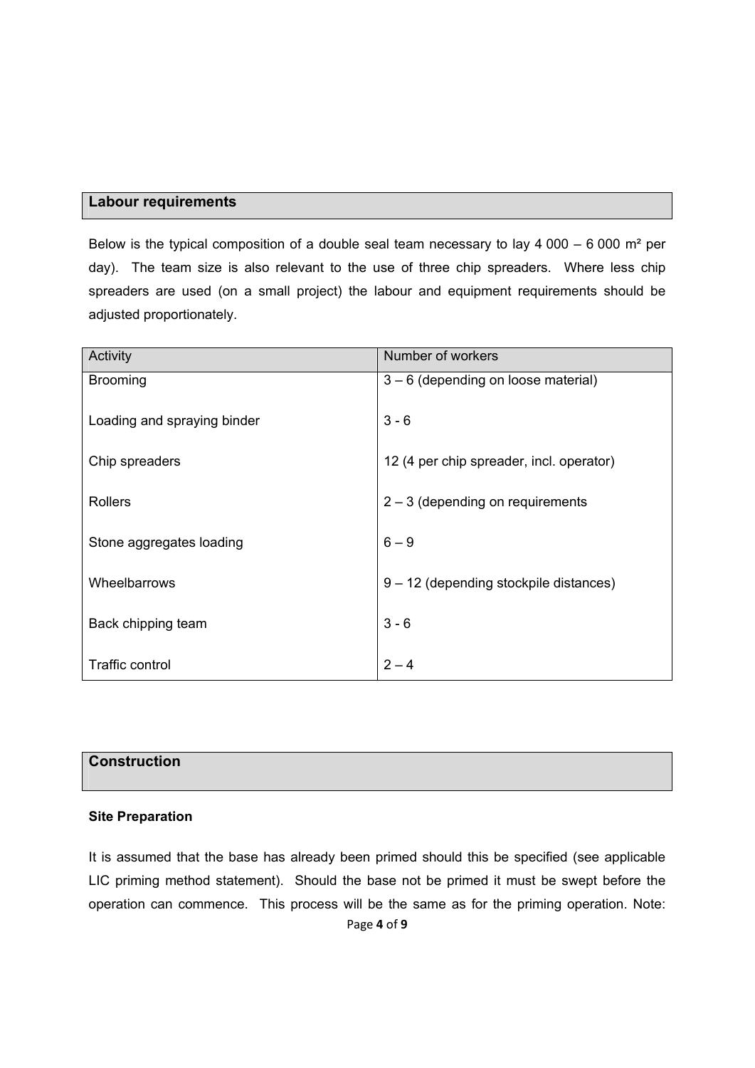## Labour requirements

Below is the typical composition of a double seal team necessary to lay 4 000 – 6 000 m² per day). The team size is also relevant to the use of three chip spreaders. Where less chip spreaders are used (on a small project) the labour and equipment requirements should be adjusted proportionately.

| Activity | Number of workers |
|---|---|
| Brooming | 3 – 6 (depending on loose material) |
| Loading and spraying binder | 3 - 6 |
| Chip spreaders | 12 (4 per chip spreader, incl. operator) |
| Rollers | 2 – 3 (depending on requirements |
| Stone aggregates loading | 6 – 9 |
| Wheelbarrows | 9 – 12 (depending stockpile distances) |
| Back chipping team | 3 - 6 |
| Traffic control | 2 – 4 |

## Construction

### Site Preparation

It is assumed that the base has already been primed should this be specified (see applicable LIC priming method statement). Should the base not be primed it must be swept before the operation can commence. This process will be the same as for the priming operation. Note: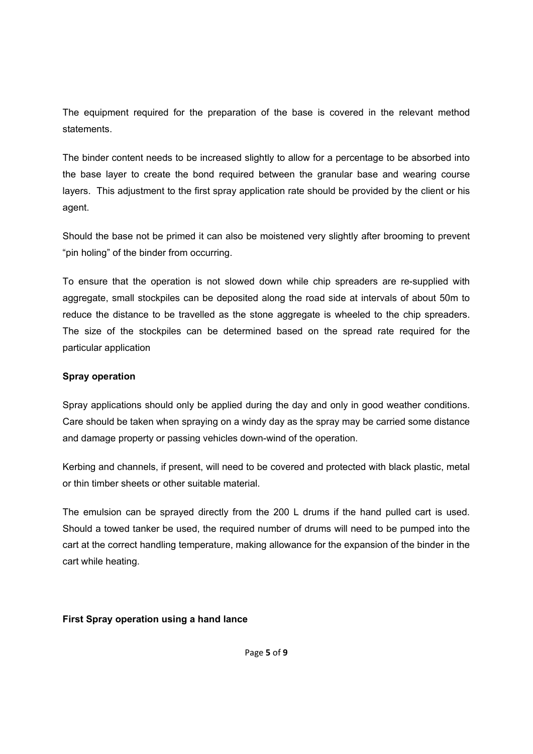The equipment required for the preparation of the base is covered in the relevant method statements.

The binder content needs to be increased slightly to allow for a percentage to be absorbed into the base layer to create the bond required between the granular base and wearing course layers. This adjustment to the first spray application rate should be provided by the client or his agent.

Should the base not be primed it can also be moistened very slightly after brooming to prevent "pin holing" of the binder from occurring.

To ensure that the operation is not slowed down while chip spreaders are re-supplied with aggregate, small stockpiles can be deposited along the road side at intervals of about 50m to reduce the distance to be travelled as the stone aggregate is wheeled to the chip spreaders. The size of the stockpiles can be determined based on the spread rate required for the particular application

**Spray operation**

Spray applications should only be applied during the day and only in good weather conditions. Care should be taken when spraying on a windy day as the spray may be carried some distance and damage property or passing vehicles down-wind of the operation.

Kerbing and channels, if present, will need to be covered and protected with black plastic, metal or thin timber sheets or other suitable material.

The emulsion can be sprayed directly from the 200 L drums if the hand pulled cart is used. Should a towed tanker be used, the required number of drums will need to be pumped into the cart at the correct handling temperature, making allowance for the expansion of the binder in the cart while heating.

**First Spray operation using a hand lance**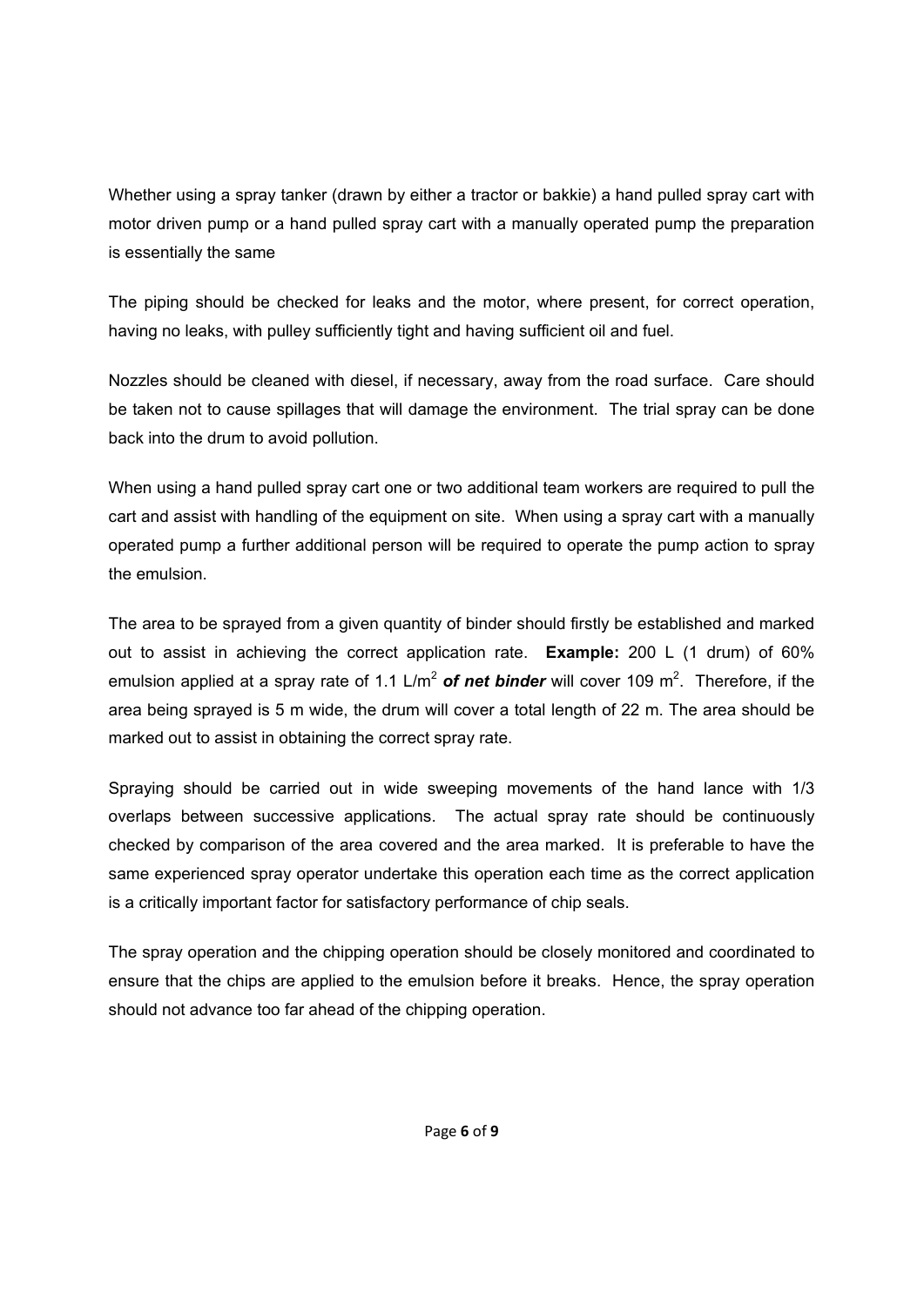Whether using a spray tanker (drawn by either a tractor or bakkie) a hand pulled spray cart with motor driven pump or a hand pulled spray cart with a manually operated pump the preparation is essentially the same

The piping should be checked for leaks and the motor, where present, for correct operation, having no leaks, with pulley sufficiently tight and having sufficient oil and fuel.

Nozzles should be cleaned with diesel, if necessary, away from the road surface. Care should be taken not to cause spillages that will damage the environment. The trial spray can be done back into the drum to avoid pollution.

When using a hand pulled spray cart one or two additional team workers are required to pull the cart and assist with handling of the equipment on site. When using a spray cart with a manually operated pump a further additional person will be required to operate the pump action to spray the emulsion.

The area to be sprayed from a given quantity of binder should firstly be established and marked out to assist in achieving the correct application rate. **Example:** 200 L (1 drum) of 60% emulsion applied at a spray rate of 1.1 L/m$^2$ ***of net binder*** will cover 109 m$^2$. Therefore, if the area being sprayed is 5 m wide, the drum will cover a total length of 22 m. The area should be marked out to assist in obtaining the correct spray rate.

Spraying should be carried out in wide sweeping movements of the hand lance with 1/3 overlaps between successive applications. The actual spray rate should be continuously checked by comparison of the area covered and the area marked. It is preferable to have the same experienced spray operator undertake this operation each time as the correct application is a critically important factor for satisfactory performance of chip seals.

The spray operation and the chipping operation should be closely monitored and coordinated to ensure that the chips are applied to the emulsion before it breaks. Hence, the spray operation should not advance too far ahead of the chipping operation.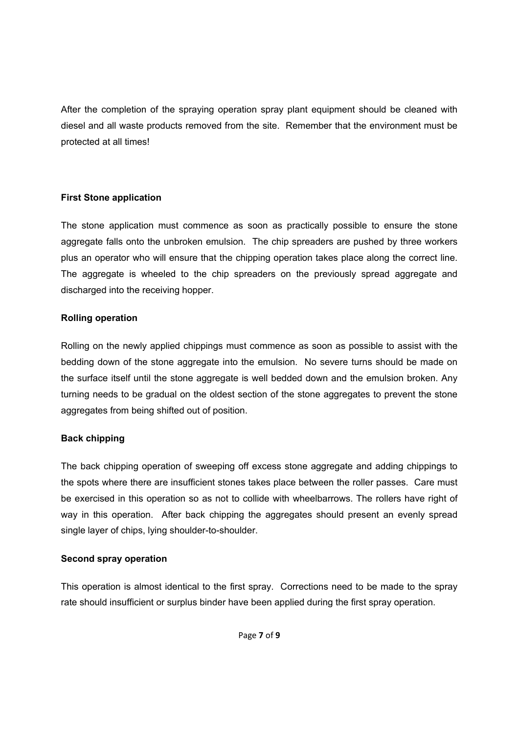After the completion of the spraying operation spray plant equipment should be cleaned with diesel and all waste products removed from the site. Remember that the environment must be protected at all times!

**First Stone application**

The stone application must commence as soon as practically possible to ensure the stone aggregate falls onto the unbroken emulsion. The chip spreaders are pushed by three workers plus an operator who will ensure that the chipping operation takes place along the correct line. The aggregate is wheeled to the chip spreaders on the previously spread aggregate and discharged into the receiving hopper.

**Rolling operation**

Rolling on the newly applied chippings must commence as soon as possible to assist with the bedding down of the stone aggregate into the emulsion. No severe turns should be made on the surface itself until the stone aggregate is well bedded down and the emulsion broken. Any turning needs to be gradual on the oldest section of the stone aggregates to prevent the stone aggregates from being shifted out of position.

**Back chipping**

The back chipping operation of sweeping off excess stone aggregate and adding chippings to the spots where there are insufficient stones takes place between the roller passes. Care must be exercised in this operation so as not to collide with wheelbarrows. The rollers have right of way in this operation. After back chipping the aggregates should present an evenly spread single layer of chips, lying shoulder-to-shoulder.

**Second spray operation**

This operation is almost identical to the first spray. Corrections need to be made to the spray rate should insufficient or surplus binder have been applied during the first spray operation.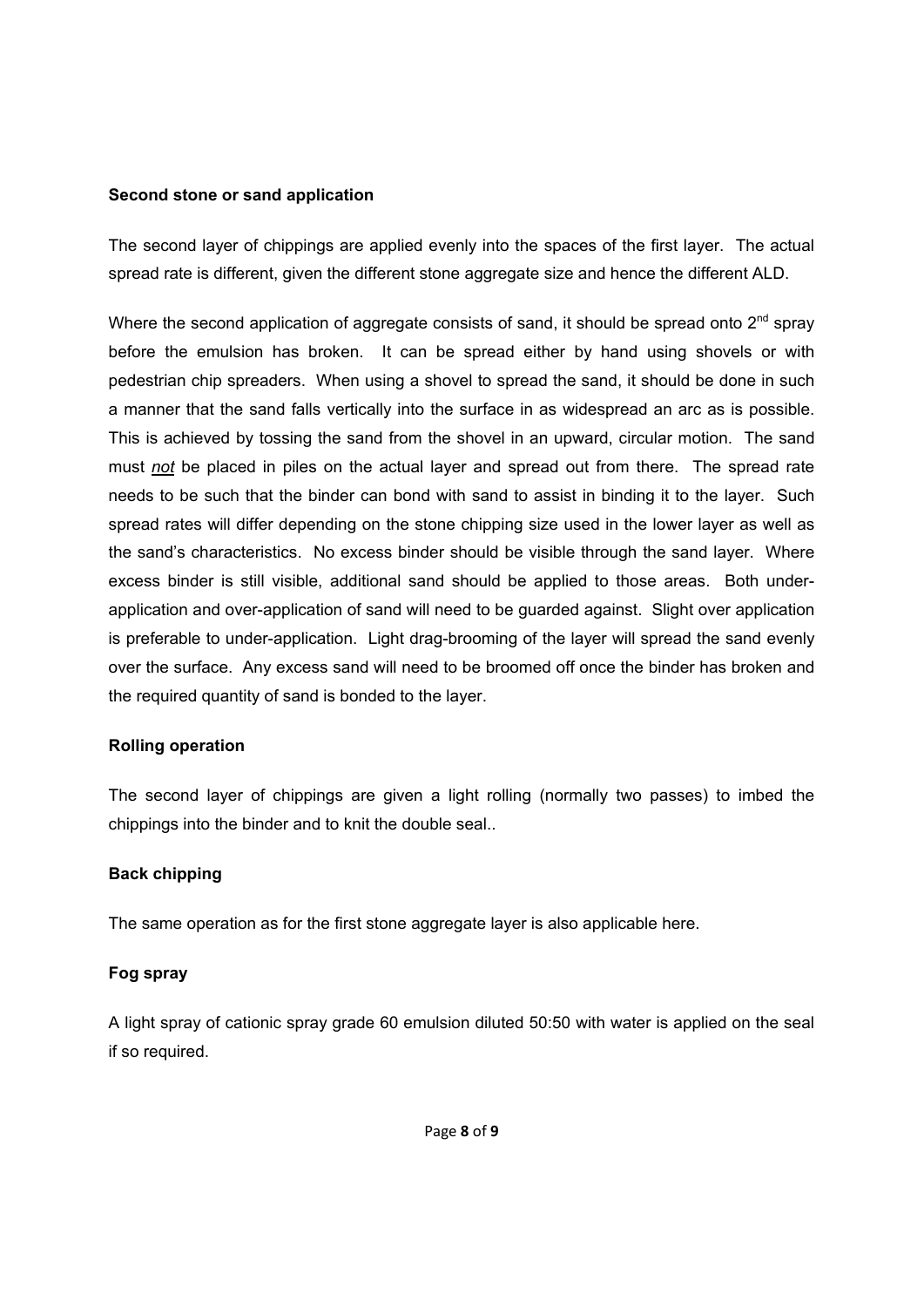**Second stone or sand application**

The second layer of chippings are applied evenly into the spaces of the first layer. The actual spread rate is different, given the different stone aggregate size and hence the different ALD.

Where the second application of aggregate consists of sand, it should be spread onto 2nd spray before the emulsion has broken. It can be spread either by hand using shovels or with pedestrian chip spreaders. When using a shovel to spread the sand, it should be done in such a manner that the sand falls vertically into the surface in as widespread an arc as is possible. This is achieved by tossing the sand from the shovel in an upward, circular motion. The sand must ***not*** be placed in piles on the actual layer and spread out from there. The spread rate needs to be such that the binder can bond with sand to assist in binding it to the layer. Such spread rates will differ depending on the stone chipping size used in the lower layer as well as the sand's characteristics. No excess binder should be visible through the sand layer. Where excess binder is still visible, additional sand should be applied to those areas. Both under-application and over-application of sand will need to be guarded against. Slight over application is preferable to under-application. Light drag-brooming of the layer will spread the sand evenly over the surface. Any excess sand will need to be broomed off once the binder has broken and the required quantity of sand is bonded to the layer.

**Rolling operation**

The second layer of chippings are given a light rolling (normally two passes) to imbed the chippings into the binder and to knit the double seal..

**Back chipping**

The same operation as for the first stone aggregate layer is also applicable here.

**Fog spray**

A light spray of cationic spray grade 60 emulsion diluted 50:50 with water is applied on the seal if so required.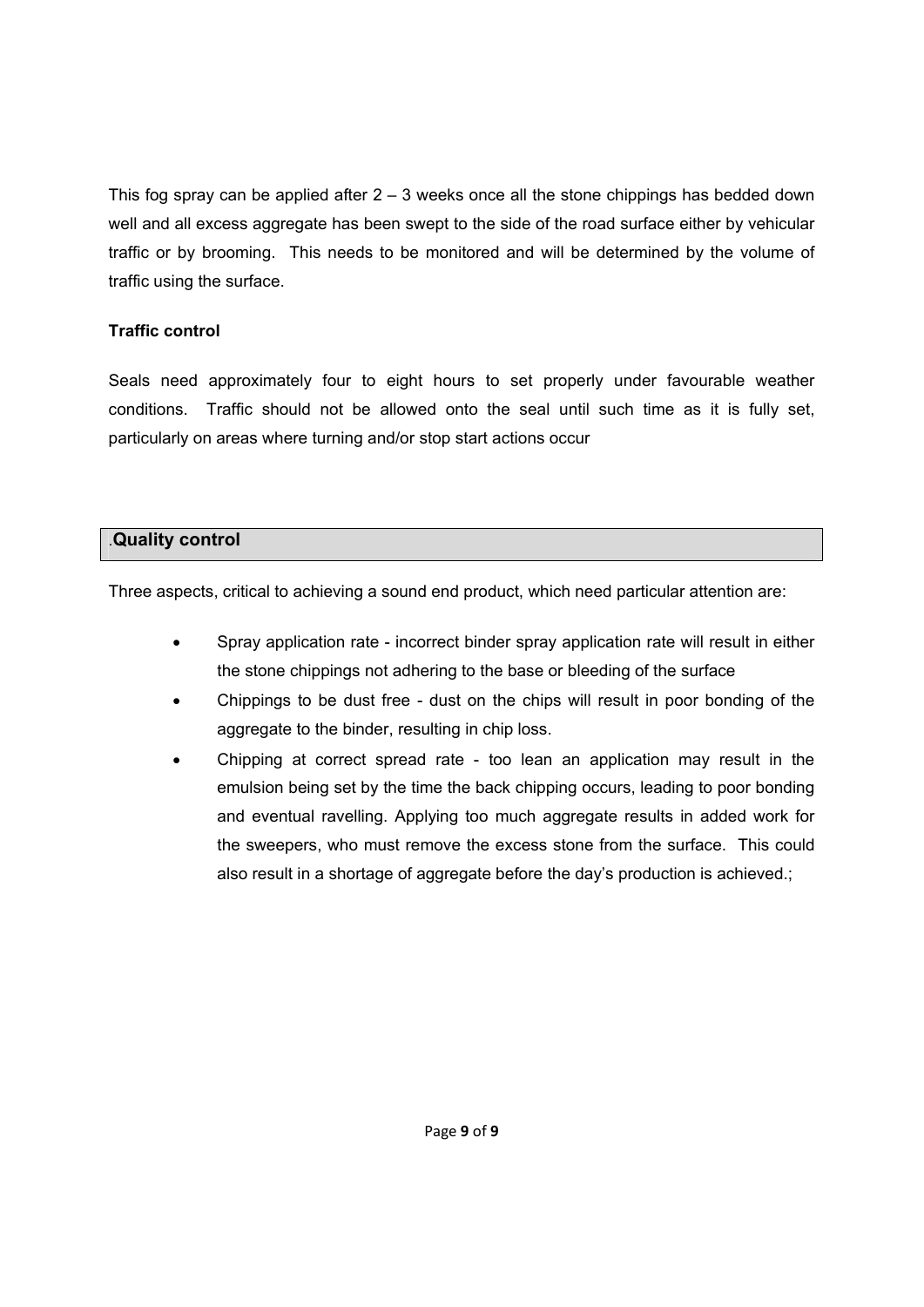This fog spray can be applied after 2 – 3 weeks once all the stone chippings has bedded down well and all excess aggregate has been swept to the side of the road surface either by vehicular traffic or by brooming. This needs to be monitored and will be determined by the volume of traffic using the surface.

**Traffic control**

Seals need approximately four to eight hours to set properly under favourable weather conditions. Traffic should not be allowed onto the seal until such time as it is fully set, particularly on areas where turning and/or stop start actions occur

## .Quality control

Three aspects, critical to achieving a sound end product, which need particular attention are:

- Spray application rate - incorrect binder spray application rate will result in either the stone chippings not adhering to the base or bleeding of the surface
- Chippings to be dust free - dust on the chips will result in poor bonding of the aggregate to the binder, resulting in chip loss.
- Chipping at correct spread rate - too lean an application may result in the emulsion being set by the time the back chipping occurs, leading to poor bonding and eventual ravelling. Applying too much aggregate results in added work for the sweepers, who must remove the excess stone from the surface. This could also result in a shortage of aggregate before the day's production is achieved.;